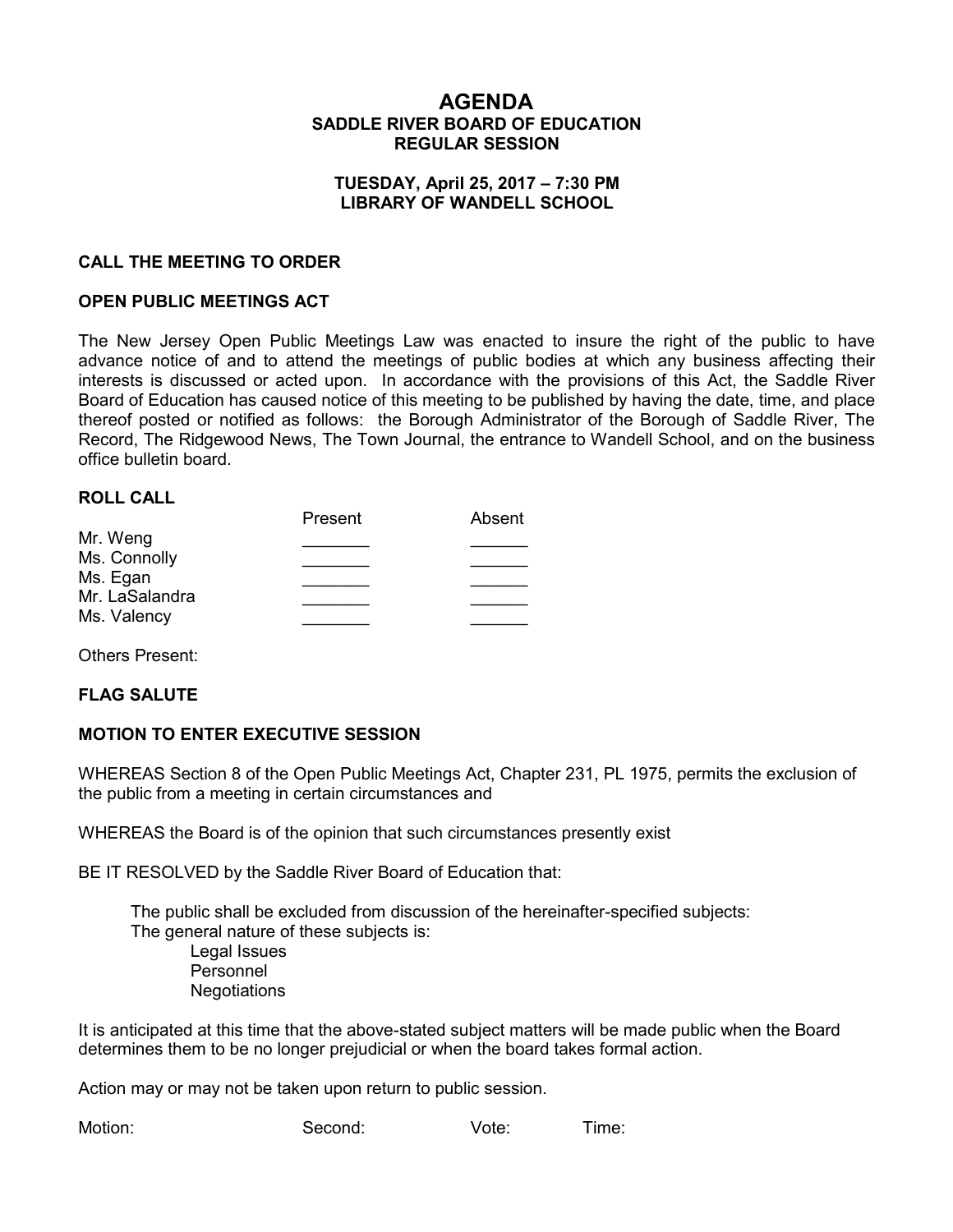# AGENDA

## SADDLE RIVER BOARD OF EDUCATION
## REGULAR SESSION

**TUESDAY, April 25, 2017 – 7:30 PM**
**LIBRARY OF WANDELL SCHOOL**

### CALL THE MEETING TO ORDER

### OPEN PUBLIC MEETINGS ACT

The New Jersey Open Public Meetings Law was enacted to insure the right of the public to have advance notice of and to attend the meetings of public bodies at which any business affecting their interests is discussed or acted upon. In accordance with the provisions of this Act, the Saddle River Board of Education has caused notice of this meeting to be published by having the date, time, and place thereof posted or notified as follows: the Borough Administrator of the Borough of Saddle River, The Record, The Ridgewood News, The Town Journal, the entrance to Wandell School, and on the business office bulletin board.

### ROLL CALL

| | Present | Absent |
|---|---|---|
| Mr. Weng | _______ | ______ |
| Ms. Connolly | _______ | ______ |
| Ms. Egan | _______ | ______ |
| Mr. LaSalandra | _______ | ______ |
| Ms. Valency | _______ | ______ |

Others Present:

### FLAG SALUTE

### MOTION TO ENTER EXECUTIVE SESSION

WHEREAS Section 8 of the Open Public Meetings Act, Chapter 231, PL 1975, permits the exclusion of the public from a meeting in certain circumstances and

WHEREAS the Board is of the opinion that such circumstances presently exist

BE IT RESOLVED by the Saddle River Board of Education that:

> The public shall be excluded from discussion of the hereinafter-specified subjects:
> The general nature of these subjects is:
> - Legal Issues
> - Personnel
> - Negotiations

It is anticipated at this time that the above-stated subject matters will be made public when the Board determines them to be no longer prejudicial or when the board takes formal action.

Action may or may not be taken upon return to public session.

Motion: Second: Vote: Time: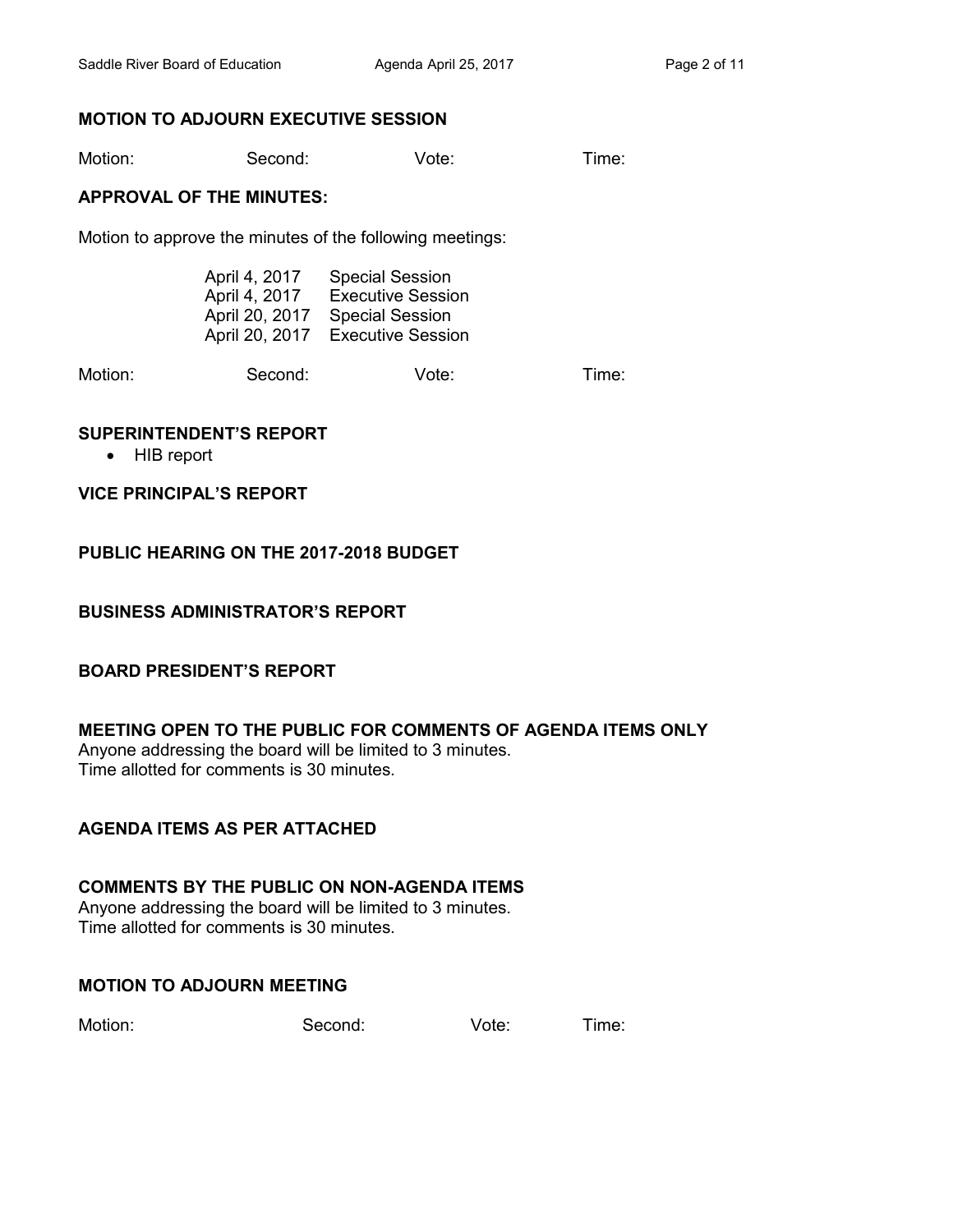**MOTION TO ADJOURN EXECUTIVE SESSION**

Motion: Second: Vote: Time:

**APPROVAL OF THE MINUTES:**

Motion to approve the minutes of the following meetings:

| | |
|---|---|
| April 4, 2017 | Special Session |
| April 4, 2017 | Executive Session |
| April 20, 2017 | Special Session |
| April 20, 2017 | Executive Session |

Motion: Second: Vote: Time:

**SUPERINTENDENT'S REPORT**

- HIB report

**VICE PRINCIPAL'S REPORT**

**PUBLIC HEARING ON THE 2017-2018 BUDGET**

**BUSINESS ADMINISTRATOR'S REPORT**

**BOARD PRESIDENT'S REPORT**

**MEETING OPEN TO THE PUBLIC FOR COMMENTS OF AGENDA ITEMS ONLY**

Anyone addressing the board will be limited to 3 minutes.
Time allotted for comments is 30 minutes.

**AGENDA ITEMS AS PER ATTACHED**

**COMMENTS BY THE PUBLIC ON NON-AGENDA ITEMS**

Anyone addressing the board will be limited to 3 minutes.
Time allotted for comments is 30 minutes.

**MOTION TO ADJOURN MEETING**

Motion: Second: Vote: Time: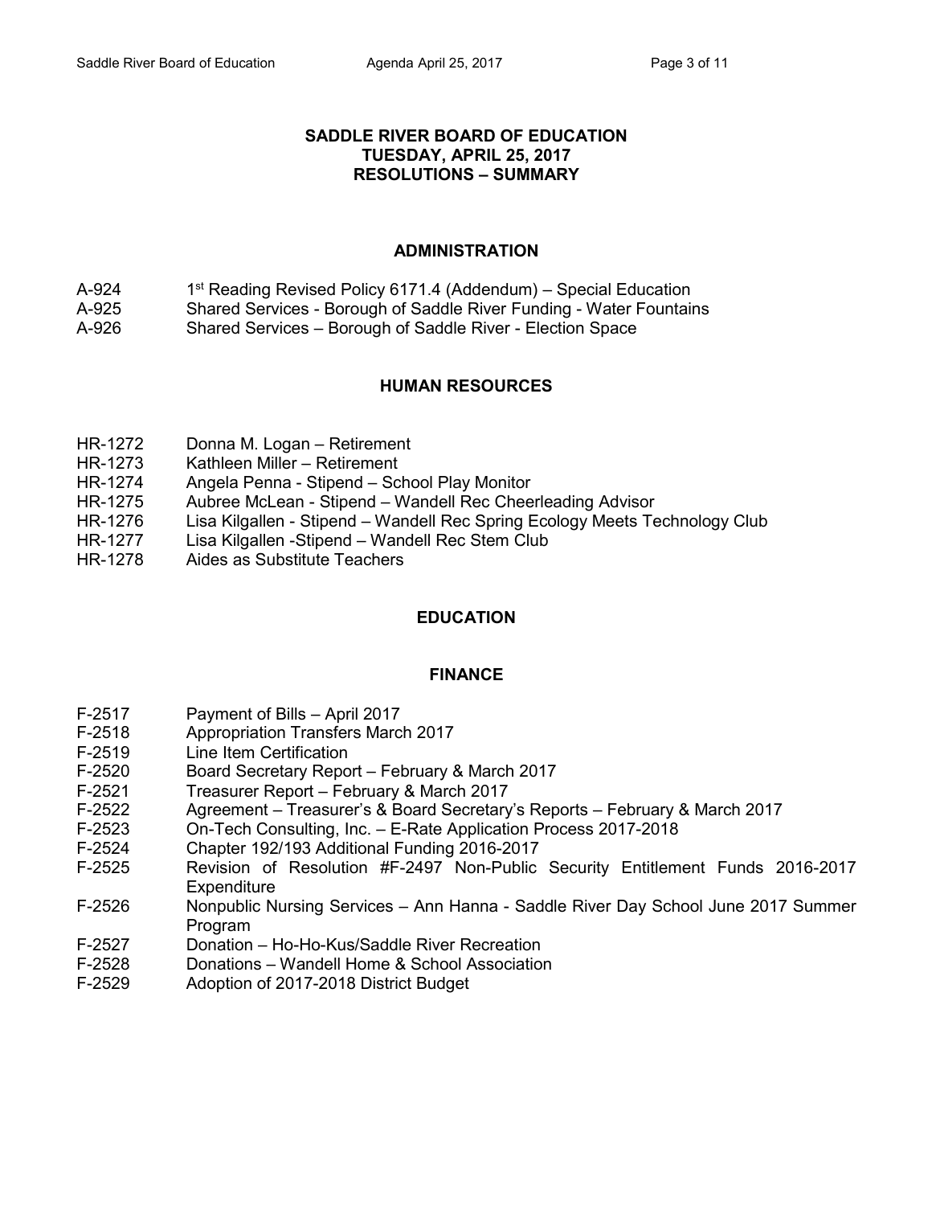# SADDLE RIVER BOARD OF EDUCATION
## TUESDAY, APRIL 25, 2017
## RESOLUTIONS – SUMMARY

### ADMINISTRATION

A-924 1st Reading Revised Policy 6171.4 (Addendum) – Special Education
A-925 Shared Services - Borough of Saddle River Funding - Water Fountains
A-926 Shared Services – Borough of Saddle River - Election Space

### HUMAN RESOURCES

HR-1272 Donna M. Logan – Retirement
HR-1273 Kathleen Miller – Retirement
HR-1274 Angela Penna - Stipend – School Play Monitor
HR-1275 Aubree McLean - Stipend – Wandell Rec Cheerleading Advisor
HR-1276 Lisa Kilgallen - Stipend – Wandell Rec Spring Ecology Meets Technology Club
HR-1277 Lisa Kilgallen -Stipend – Wandell Rec Stem Club
HR-1278 Aides as Substitute Teachers

### EDUCATION

### FINANCE

F-2517 Payment of Bills – April 2017
F-2518 Appropriation Transfers March 2017
F-2519 Line Item Certification
F-2520 Board Secretary Report – February & March 2017
F-2521 Treasurer Report – February & March 2017
F-2522 Agreement – Treasurer's & Board Secretary's Reports – February & March 2017
F-2523 On-Tech Consulting, Inc. – E-Rate Application Process 2017-2018
F-2524 Chapter 192/193 Additional Funding 2016-2017
F-2525 Revision of Resolution #F-2497 Non-Public Security Entitlement Funds 2016-2017 Expenditure
F-2526 Nonpublic Nursing Services – Ann Hanna - Saddle River Day School June 2017 Summer Program
F-2527 Donation – Ho-Ho-Kus/Saddle River Recreation
F-2528 Donations – Wandell Home & School Association
F-2529 Adoption of 2017-2018 District Budget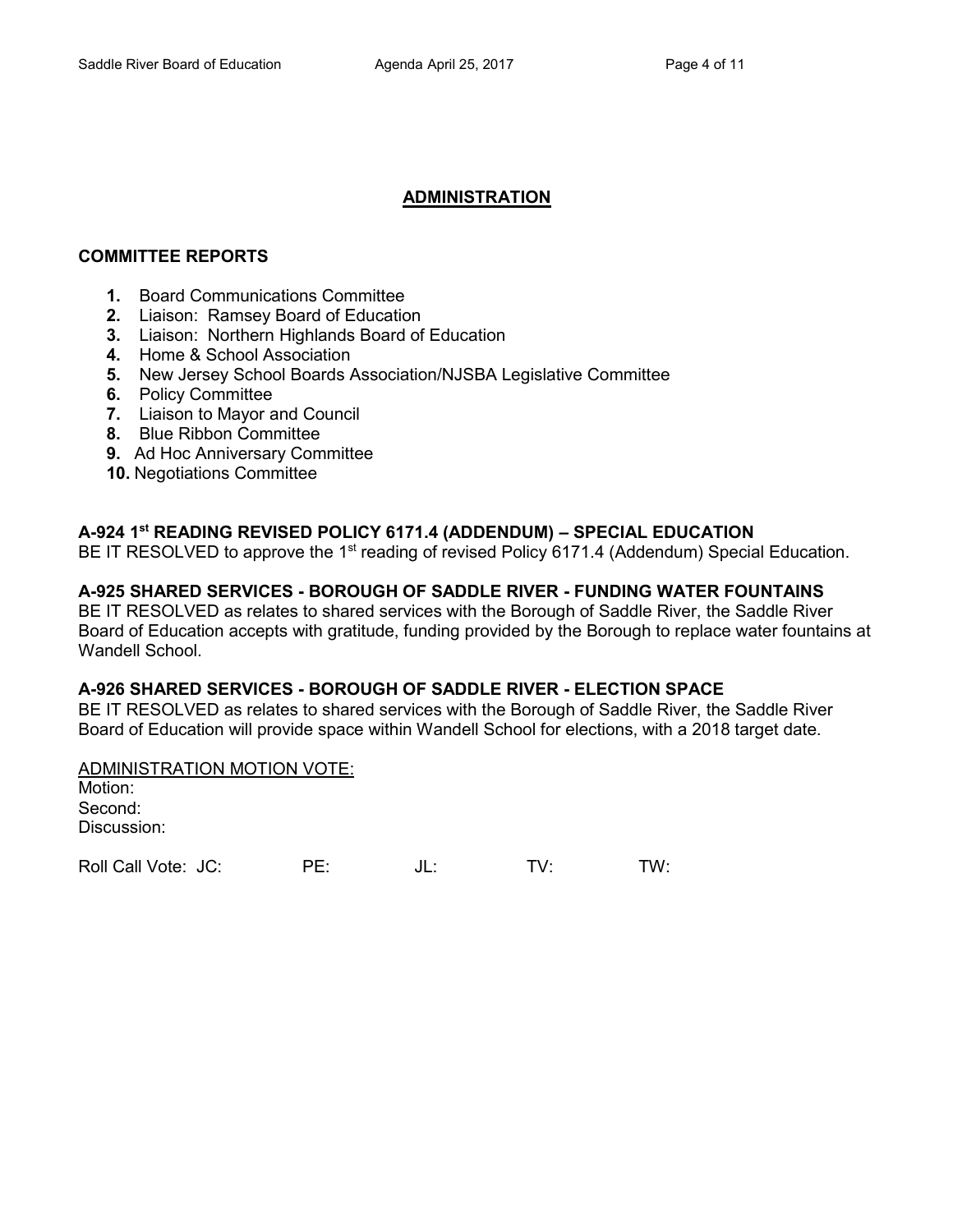## ADMINISTRATION

### COMMITTEE REPORTS

1. Board Communications Committee
2. Liaison: Ramsey Board of Education
3. Liaison: Northern Highlands Board of Education
4. Home & School Association
5. New Jersey School Boards Association/NJSBA Legislative Committee
6. Policy Committee
7. Liaison to Mayor and Council
8. Blue Ribbon Committee
9. Ad Hoc Anniversary Committee
10. Negotiations Committee

**A-924 1st READING REVISED POLICY 6171.4 (ADDENDUM) – SPECIAL EDUCATION**
BE IT RESOLVED to approve the 1st reading of revised Policy 6171.4 (Addendum) Special Education.

**A-925 SHARED SERVICES - BOROUGH OF SADDLE RIVER - FUNDING WATER FOUNTAINS**
BE IT RESOLVED as relates to shared services with the Borough of Saddle River, the Saddle River Board of Education accepts with gratitude, funding provided by the Borough to replace water fountains at Wandell School.

**A-926 SHARED SERVICES - BOROUGH OF SADDLE RIVER - ELECTION SPACE**
BE IT RESOLVED as relates to shared services with the Borough of Saddle River, the Saddle River Board of Education will provide space within Wandell School for elections, with a 2018 target date.

ADMINISTRATION MOTION VOTE:
Motion:
Second:
Discussion:

Roll Call Vote: JC: PE: JL: TV: TW: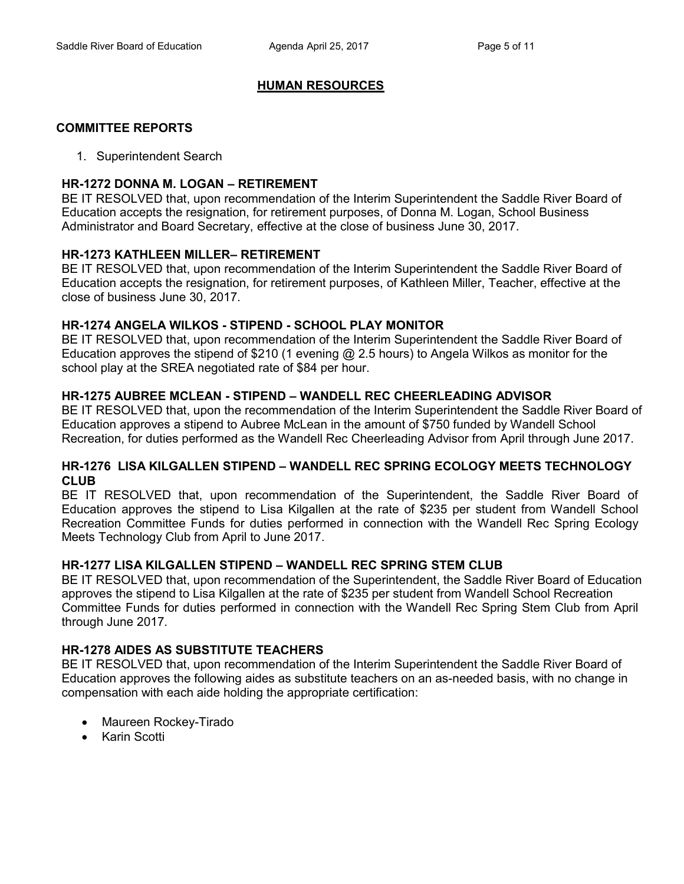## HUMAN RESOURCES

### COMMITTEE REPORTS

1. Superintendent Search

**HR-1272 DONNA M. LOGAN – RETIREMENT**
BE IT RESOLVED that, upon recommendation of the Interim Superintendent the Saddle River Board of Education accepts the resignation, for retirement purposes, of Donna M. Logan, School Business Administrator and Board Secretary, effective at the close of business June 30, 2017.

**HR-1273 KATHLEEN MILLER– RETIREMENT**
BE IT RESOLVED that, upon recommendation of the Interim Superintendent the Saddle River Board of Education accepts the resignation, for retirement purposes, of Kathleen Miller, Teacher, effective at the close of business June 30, 2017.

**HR-1274 ANGELA WILKOS - STIPEND - SCHOOL PLAY MONITOR**
BE IT RESOLVED that, upon recommendation of the Interim Superintendent the Saddle River Board of Education approves the stipend of $210 (1 evening @ 2.5 hours) to Angela Wilkos as monitor for the school play at the SREA negotiated rate of $84 per hour.

**HR-1275 AUBREE MCLEAN - STIPEND – WANDELL REC CHEERLEADING ADVISOR**
BE IT RESOLVED that, upon the recommendation of the Interim Superintendent the Saddle River Board of Education approves a stipend to Aubree McLean in the amount of $750 funded by Wandell School Recreation, for duties performed as the Wandell Rec Cheerleading Advisor from April through June 2017.

**HR-1276 LISA KILGALLEN STIPEND – WANDELL REC SPRING ECOLOGY MEETS TECHNOLOGY CLUB**
BE IT RESOLVED that, upon recommendation of the Superintendent, the Saddle River Board of Education approves the stipend to Lisa Kilgallen at the rate of $235 per student from Wandell School Recreation Committee Funds for duties performed in connection with the Wandell Rec Spring Ecology Meets Technology Club from April to June 2017.

**HR-1277 LISA KILGALLEN STIPEND – WANDELL REC SPRING STEM CLUB**
BE IT RESOLVED that, upon recommendation of the Superintendent, the Saddle River Board of Education approves the stipend to Lisa Kilgallen at the rate of $235 per student from Wandell School Recreation Committee Funds for duties performed in connection with the Wandell Rec Spring Stem Club from April through June 2017.

**HR-1278 AIDES AS SUBSTITUTE TEACHERS**
BE IT RESOLVED that, upon recommendation of the Interim Superintendent the Saddle River Board of Education approves the following aides as substitute teachers on an as-needed basis, with no change in compensation with each aide holding the appropriate certification:

- Maureen Rockey-Tirado
- Karin Scotti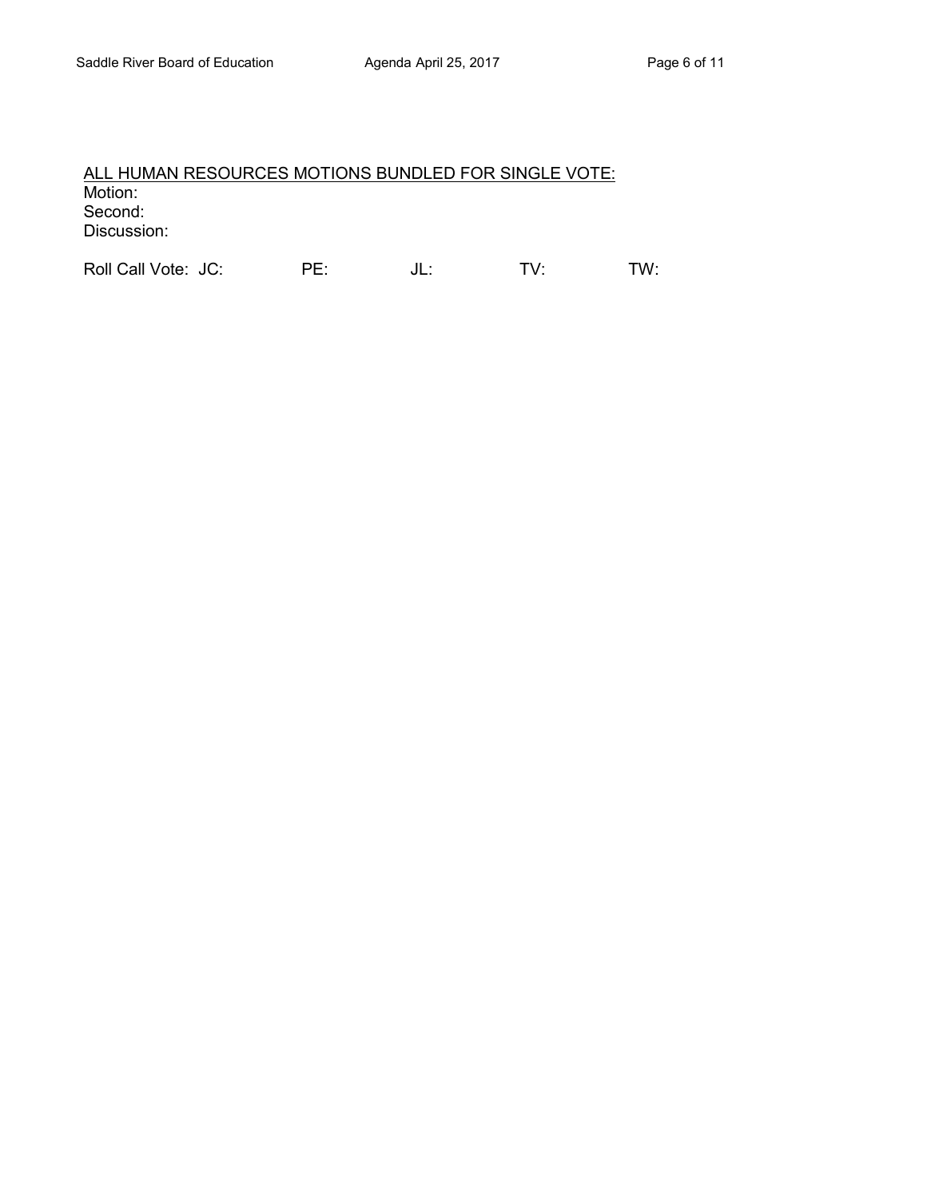<u>ALL HUMAN RESOURCES MOTIONS BUNDLED FOR SINGLE VOTE:</u>

Motion:
Second:
Discussion:

Roll Call Vote: JC: PE: JL: TV: TW: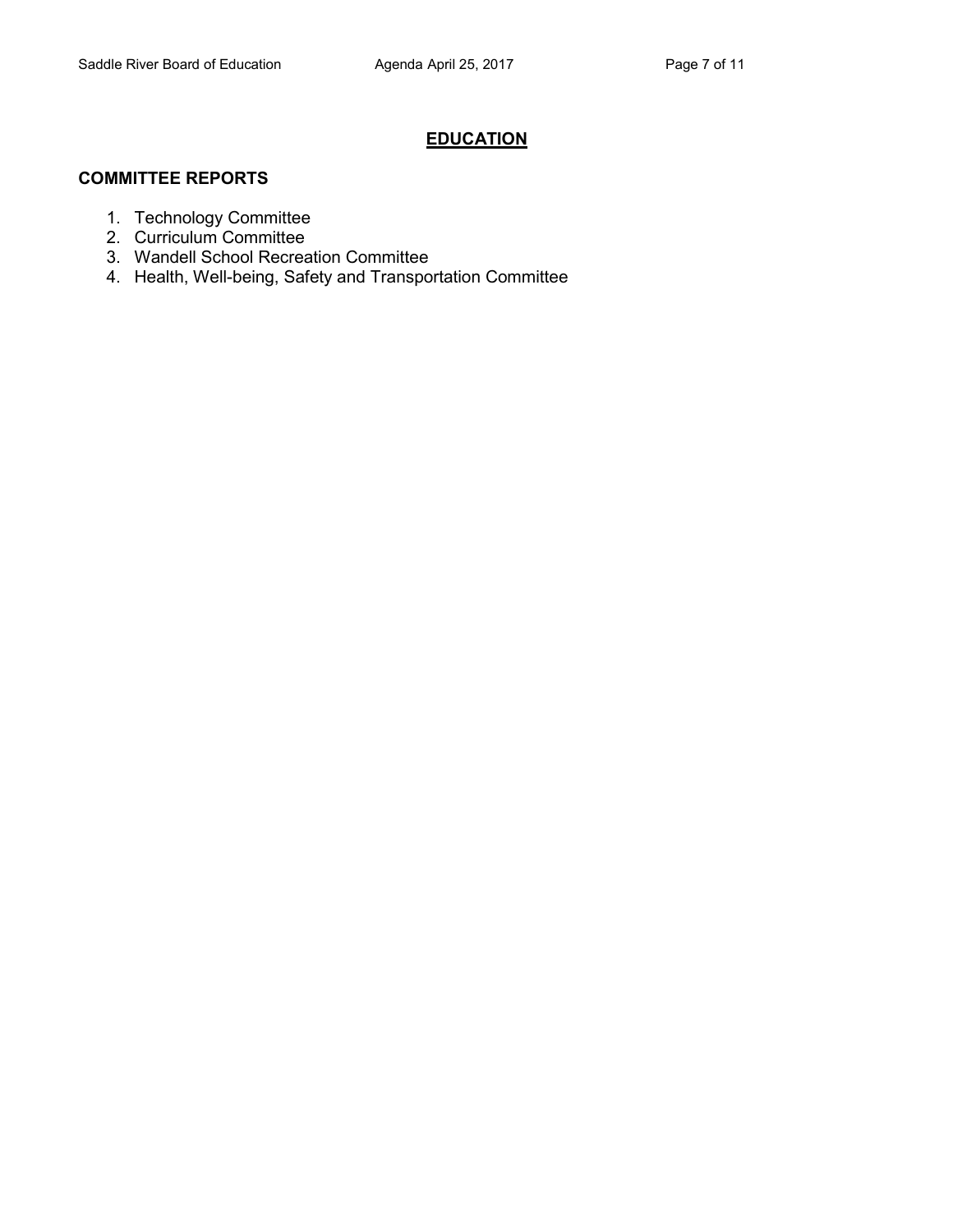## **EDUCATION**

### **COMMITTEE REPORTS**

1. Technology Committee
2. Curriculum Committee
3. Wandell School Recreation Committee
4. Health, Well-being, Safety and Transportation Committee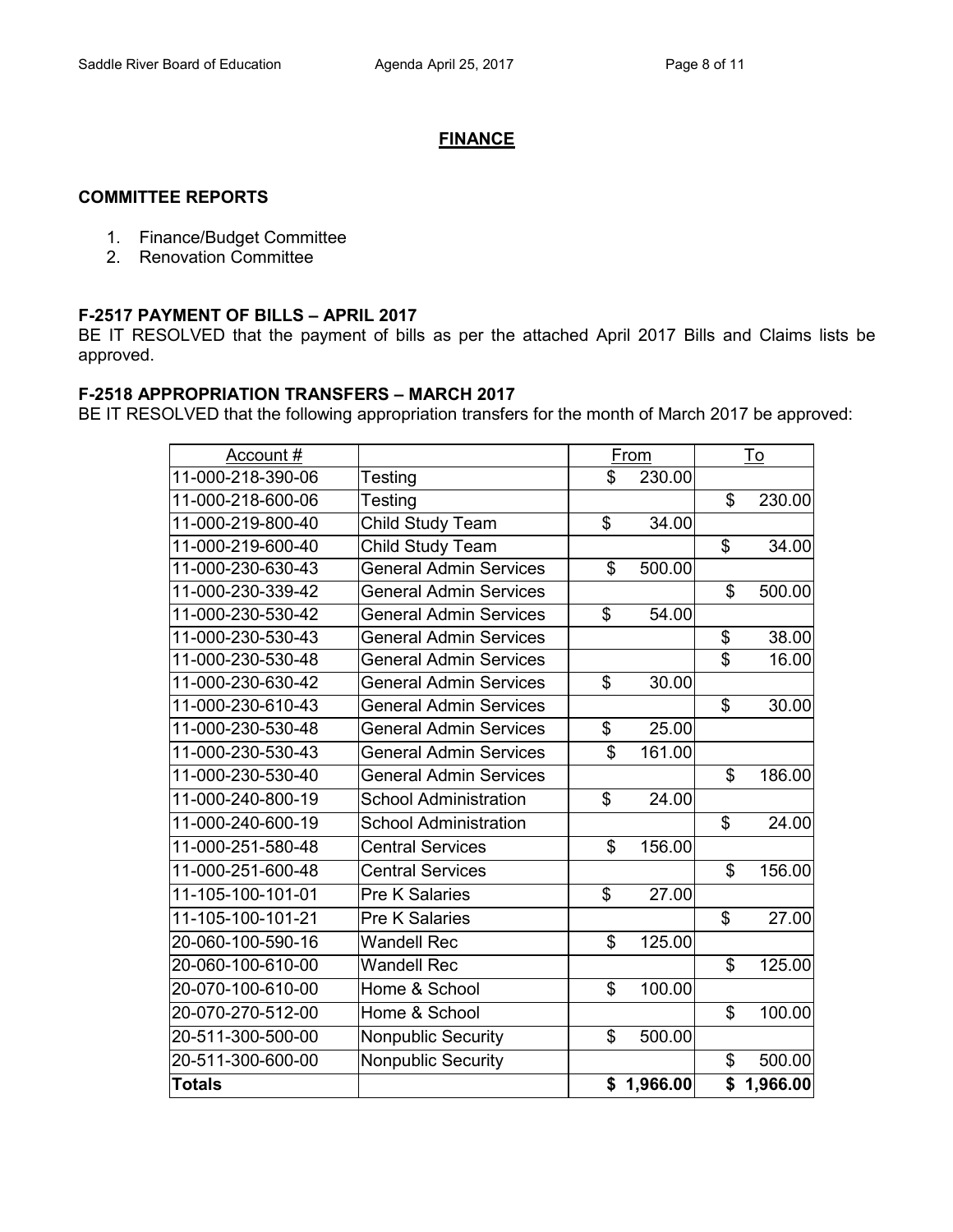## FINANCE

### COMMITTEE REPORTS

1. Finance/Budget Committee
2. Renovation Committee

### F-2517 PAYMENT OF BILLS – APRIL 2017

BE IT RESOLVED that the payment of bills as per the attached April 2017 Bills and Claims lists be approved.

### F-2518 APPROPRIATION TRANSFERS – MARCH 2017

BE IT RESOLVED that the following appropriation transfers for the month of March 2017 be approved:

| Account # | | From | To |
|---|---|---|---|
| 11-000-218-390-06 | Testing | $ 230.00 | |
| 11-000-218-600-06 | Testing | | $ 230.00 |
| 11-000-219-800-40 | Child Study Team | $ 34.00 | |
| 11-000-219-600-40 | Child Study Team | | $ 34.00 |
| 11-000-230-630-43 | General Admin Services | $ 500.00 | |
| 11-000-230-339-42 | General Admin Services | | $ 500.00 |
| 11-000-230-530-42 | General Admin Services | $ 54.00 | |
| 11-000-230-530-43 | General Admin Services | | $ 38.00 |
| 11-000-230-530-48 | General Admin Services | | $ 16.00 |
| 11-000-230-630-42 | General Admin Services | $ 30.00 | |
| 11-000-230-610-43 | General Admin Services | | $ 30.00 |
| 11-000-230-530-48 | General Admin Services | $ 25.00 | |
| 11-000-230-530-43 | General Admin Services | $ 161.00 | |
| 11-000-230-530-40 | General Admin Services | | $ 186.00 |
| 11-000-240-800-19 | School Administration | $ 24.00 | |
| 11-000-240-600-19 | School Administration | | $ 24.00 |
| 11-000-251-580-48 | Central Services | $ 156.00 | |
| 11-000-251-600-48 | Central Services | | $ 156.00 |
| 11-105-100-101-01 | Pre K Salaries | $ 27.00 | |
| 11-105-100-101-21 | Pre K Salaries | | $ 27.00 |
| 20-060-100-590-16 | Wandell Rec | $ 125.00 | |
| 20-060-100-610-00 | Wandell Rec | | $ 125.00 |
| 20-070-100-610-00 | Home & School | $ 100.00 | |
| 20-070-270-512-00 | Home & School | | $ 100.00 |
| 20-511-300-500-00 | Nonpublic Security | $ 500.00 | |
| 20-511-300-600-00 | Nonpublic Security | | $ 500.00 |
| **Totals** | | **$ 1,966.00** | **$ 1,966.00** |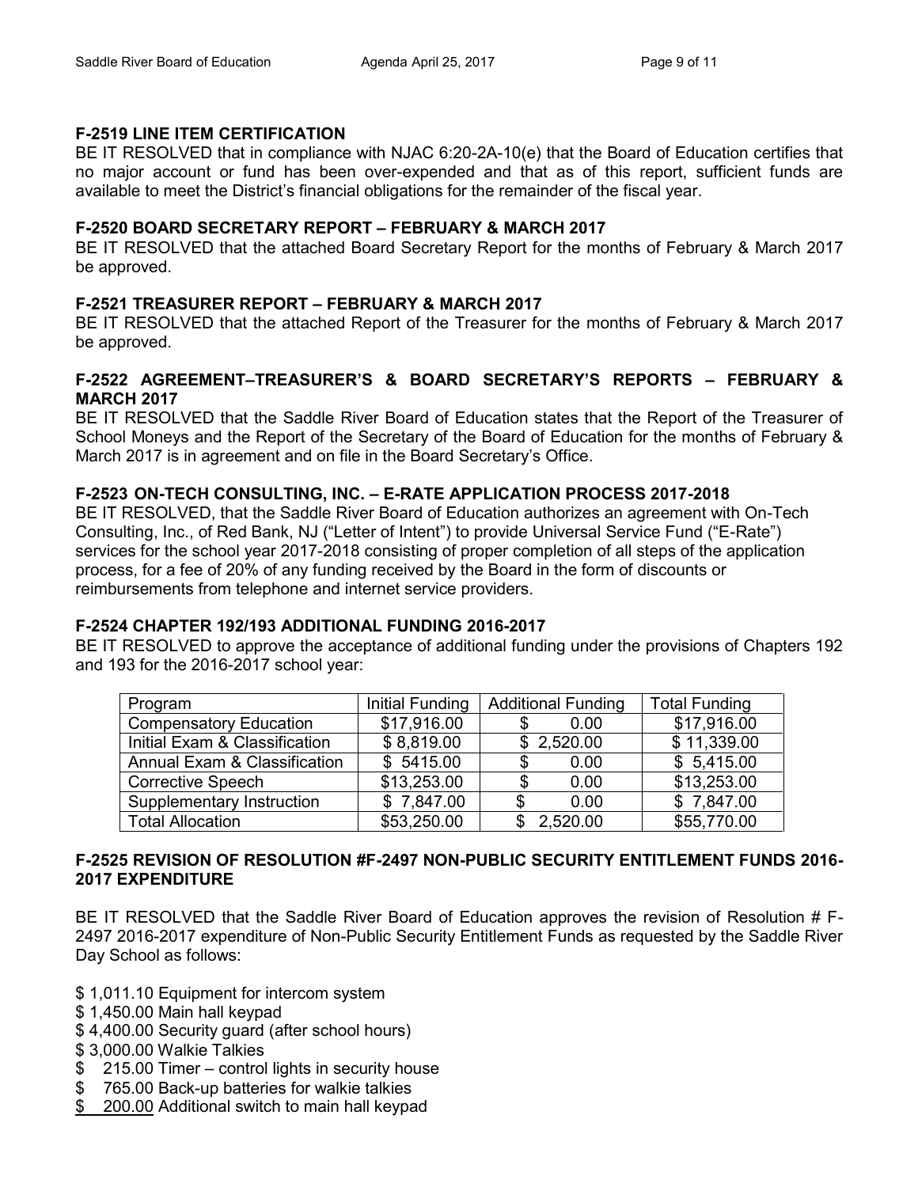### F-2519 LINE ITEM CERTIFICATION

BE IT RESOLVED that in compliance with NJAC 6:20-2A-10(e) that the Board of Education certifies that no major account or fund has been over-expended and that as of this report, sufficient funds are available to meet the District's financial obligations for the remainder of the fiscal year.

### F-2520 BOARD SECRETARY REPORT – FEBRUARY & MARCH 2017

BE IT RESOLVED that the attached Board Secretary Report for the months of February & March 2017 be approved.

### F-2521 TREASURER REPORT – FEBRUARY & MARCH 2017

BE IT RESOLVED that the attached Report of the Treasurer for the months of February & March 2017 be approved.

### F-2522 AGREEMENT–TREASURER'S & BOARD SECRETARY'S REPORTS – FEBRUARY & MARCH 2017

BE IT RESOLVED that the Saddle River Board of Education states that the Report of the Treasurer of School Moneys and the Report of the Secretary of the Board of Education for the months of February & March 2017 is in agreement and on file in the Board Secretary's Office.

### F-2523 ON-TECH CONSULTING, INC. – E-RATE APPLICATION PROCESS 2017-2018

BE IT RESOLVED, that the Saddle River Board of Education authorizes an agreement with On-Tech Consulting, Inc., of Red Bank, NJ ("Letter of Intent") to provide Universal Service Fund ("E-Rate") services for the school year 2017-2018 consisting of proper completion of all steps of the application process, for a fee of 20% of any funding received by the Board in the form of discounts or reimbursements from telephone and internet service providers.

### F-2524 CHAPTER 192/193 ADDITIONAL FUNDING 2016-2017

BE IT RESOLVED to approve the acceptance of additional funding under the provisions of Chapters 192 and 193 for the 2016-2017 school year:

| Program | Initial Funding | Additional Funding | Total Funding |
|---|---|---|---|
| Compensatory Education | $17,916.00 | $ 0.00 | $17,916.00 |
| Initial Exam & Classification | $ 8,819.00 | $ 2,520.00 | $ 11,339.00 |
| Annual Exam & Classification | $ 5415.00 | $ 0.00 | $ 5,415.00 |
| Corrective Speech | $13,253.00 | $ 0.00 | $13,253.00 |
| Supplementary Instruction | $ 7,847.00 | $ 0.00 | $ 7,847.00 |
| Total Allocation | $53,250.00 | $ 2,520.00 | $55,770.00 |

### F-2525 REVISION OF RESOLUTION #F-2497 NON-PUBLIC SECURITY ENTITLEMENT FUNDS 2016-2017 EXPENDITURE

BE IT RESOLVED that the Saddle River Board of Education approves the revision of Resolution # F-2497 2016-2017 expenditure of Non-Public Security Entitlement Funds as requested by the Saddle River Day School as follows:

$ 1,011.10 Equipment for intercom system  
$ 1,450.00 Main hall keypad  
$ 4,400.00 Security guard (after school hours)  
$ 3,000.00 Walkie Talkies  
$ 215.00 Timer – control lights in security house  
$ 765.00 Back-up batteries for walkie talkies  
$ 200.00 Additional switch to main hall keypad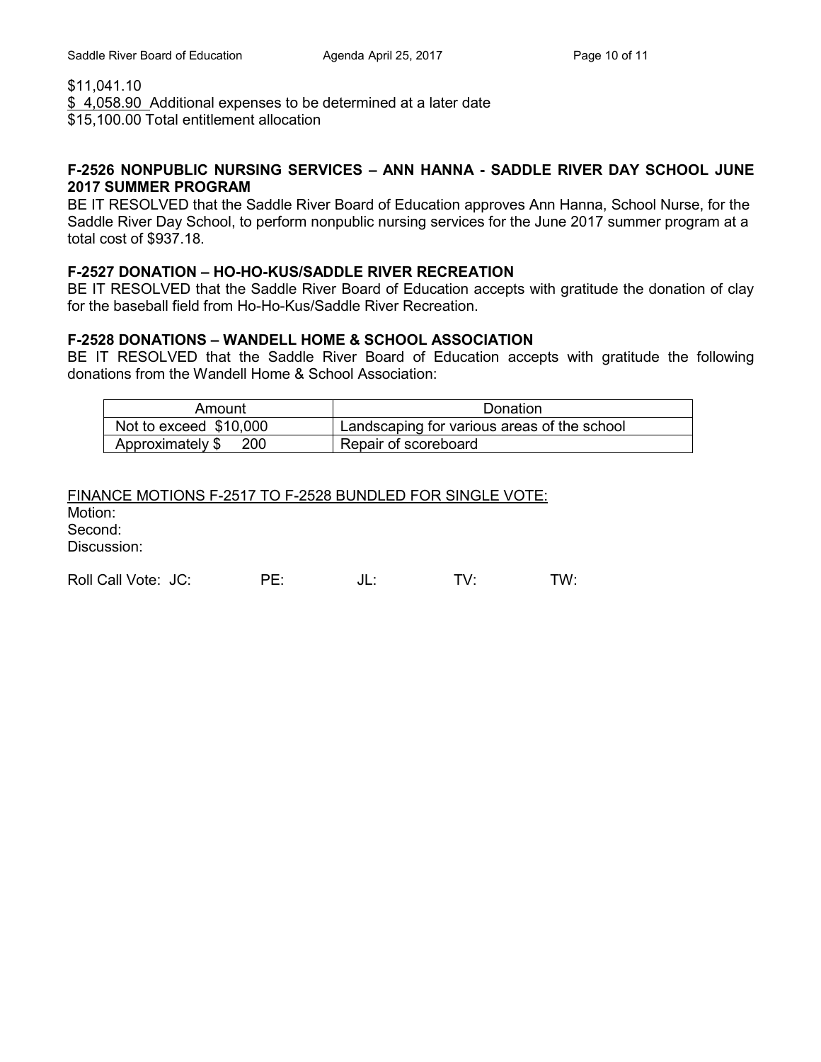$11,041.10
$ 4,058.90 Additional expenses to be determined at a later date
$15,100.00 Total entitlement allocation

**F-2526 NONPUBLIC NURSING SERVICES – ANN HANNA - SADDLE RIVER DAY SCHOOL JUNE 2017 SUMMER PROGRAM**

BE IT RESOLVED that the Saddle River Board of Education approves Ann Hanna, School Nurse, for the Saddle River Day School, to perform nonpublic nursing services for the June 2017 summer program at a total cost of $937.18.

**F-2527 DONATION – HO-HO-KUS/SADDLE RIVER RECREATION**

BE IT RESOLVED that the Saddle River Board of Education accepts with gratitude the donation of clay for the baseball field from Ho-Ho-Kus/Saddle River Recreation.

**F-2528 DONATIONS – WANDELL HOME & SCHOOL ASSOCIATION**

BE IT RESOLVED that the Saddle River Board of Education accepts with gratitude the following donations from the Wandell Home & School Association:

| Amount | Donation |
|---|---|
| Not to exceed $10,000 | Landscaping for various areas of the school |
| Approximately $ 200 | Repair of scoreboard |

FINANCE MOTIONS F-2517 TO F-2528 BUNDLED FOR SINGLE VOTE:

Motion:
Second:
Discussion:

Roll Call Vote: JC: PE: JL: TV: TW: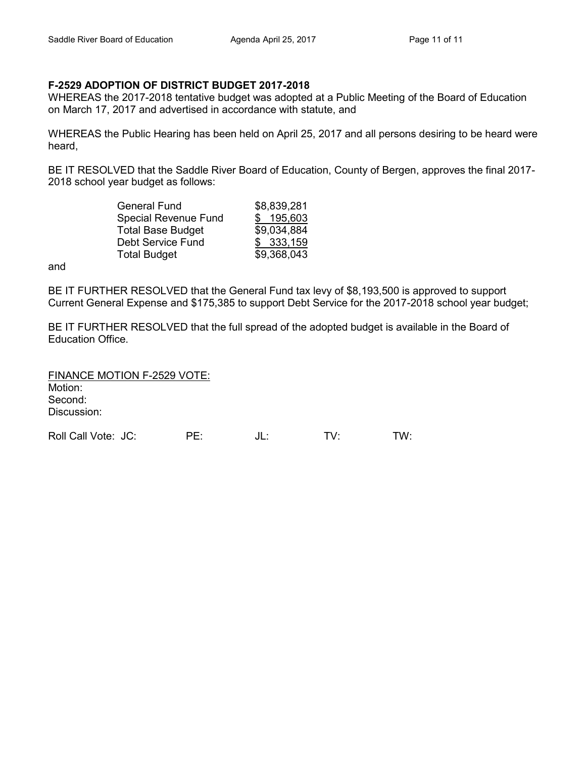### F-2529 ADOPTION OF DISTRICT BUDGET 2017-2018

WHEREAS the 2017-2018 tentative budget was adopted at a Public Meeting of the Board of Education on March 17, 2017 and advertised in accordance with statute, and

WHEREAS the Public Hearing has been held on April 25, 2017 and all persons desiring to be heard were heard,

BE IT RESOLVED that the Saddle River Board of Education, County of Bergen, approves the final 2017-2018 school year budget as follows:

| | |
|---|---|
| General Fund | $8,839,281 |
| Special Revenue Fund | $ 195,603 |
| Total Base Budget | $9,034,884 |
| Debt Service Fund | $ 333,159 |
| Total Budget | $9,368,043 |

and

BE IT FURTHER RESOLVED that the General Fund tax levy of $8,193,500 is approved to support Current General Expense and $175,385 to support Debt Service for the 2017-2018 school year budget;

BE IT FURTHER RESOLVED that the full spread of the adopted budget is available in the Board of Education Office.

FINANCE MOTION F-2529 VOTE:
Motion:
Second:
Discussion:

Roll Call Vote: JC: PE: JL: TV: TW: